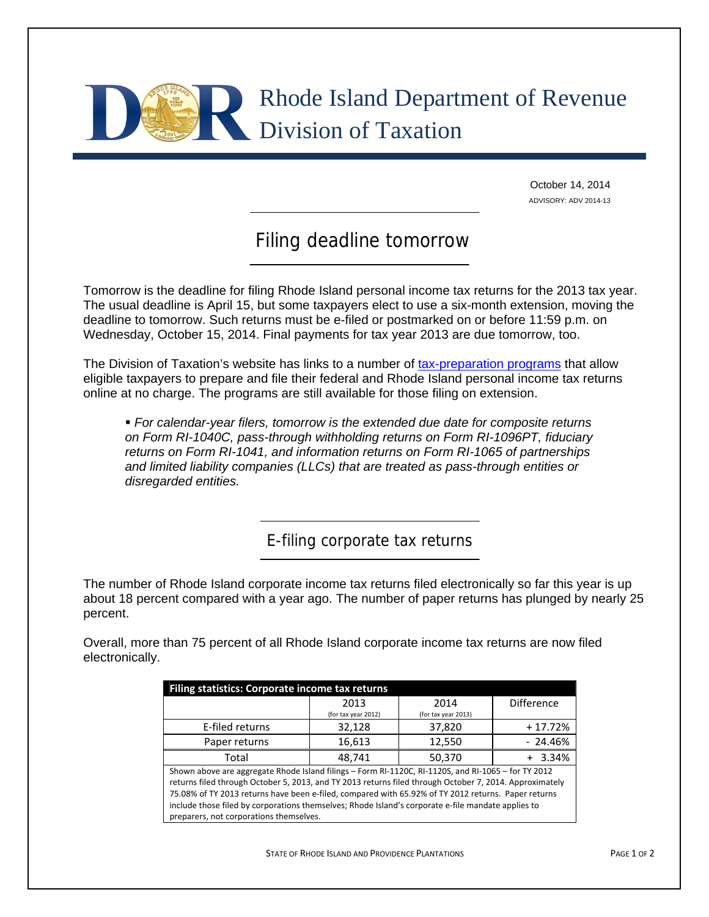# Rhode Island Department of Revenue
# Division of Taxation

October 14, 2014
ADVISORY: ADV 2014-13

## Filing deadline tomorrow

Tomorrow is the deadline for filing Rhode Island personal income tax returns for the 2013 tax year. The usual deadline is April 15, but some taxpayers elect to use a six-month extension, moving the deadline to tomorrow. Such returns must be e-filed or postmarked on or before 11:59 p.m. on Wednesday, October 15, 2014. Final payments for tax year 2013 are due tomorrow, too.

The Division of Taxation's website has links to a number of tax-preparation programs that allow eligible taxpayers to prepare and file their federal and Rhode Island personal income tax returns online at no charge. The programs are still available for those filing on extension.

- *For calendar-year filers, tomorrow is the extended due date for composite returns on Form RI-1040C, pass-through withholding returns on Form RI-1096PT, fiduciary returns on Form RI-1041, and information returns on Form RI-1065 of partnerships and limited liability companies (LLCs) that are treated as pass-through entities or disregarded entities.*

## E-filing corporate tax returns

The number of Rhode Island corporate income tax returns filed electronically so far this year is up about 18 percent compared with a year ago. The number of paper returns has plunged by nearly 25 percent.

Overall, more than 75 percent of all Rhode Island corporate income tax returns are now filed electronically.

**Filing statistics: Corporate income tax returns**

| | 2013 (for tax year 2012) | 2014 (for tax year 2013) | Difference |
|---|---|---|---|
| E-filed returns | 32,128 | 37,820 | + 17.72% |
| Paper returns | 16,613 | 12,550 | - 24.46% |
| Total | 48,741 | 50,370 | + 3.34% |

Shown above are aggregate Rhode Island filings – Form RI-1120C, RI-1120S, and RI-1065 – for TY 2012 returns filed through October 5, 2013, and TY 2013 returns filed through October 7, 2014. Approximately 75.08% of TY 2013 returns have been e-filed, compared with 65.92% of TY 2012 returns. Paper returns include those filed by corporations themselves; Rhode Island's corporate e-file mandate applies to preparers, not corporations themselves.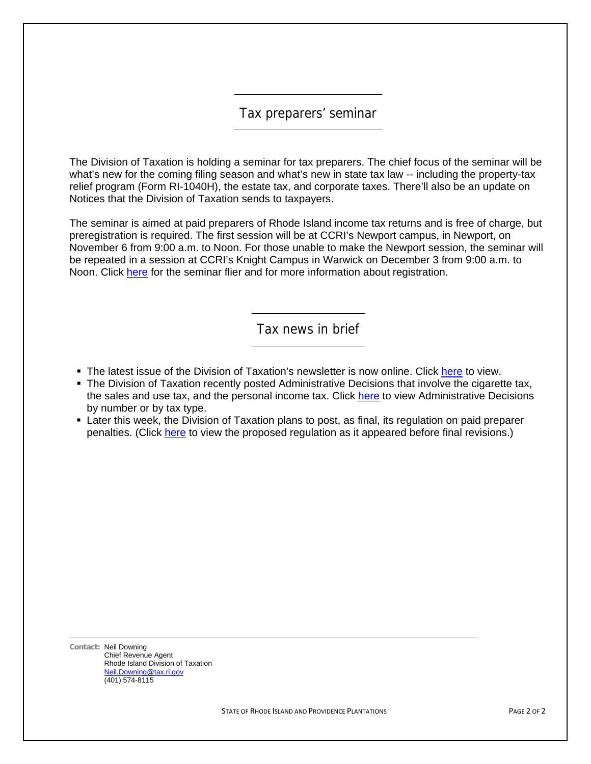## Tax preparers' seminar

The Division of Taxation is holding a seminar for tax preparers. The chief focus of the seminar will be what's new for the coming filing season and what's new in state tax law -- including the property-tax relief program (Form RI-1040H), the estate tax, and corporate taxes. There'll also be an update on Notices that the Division of Taxation sends to taxpayers.

The seminar is aimed at paid preparers of Rhode Island income tax returns and is free of charge, but preregistration is required. The first session will be at CCRI's Newport campus, in Newport, on November 6 from 9:00 a.m. to Noon. For those unable to make the Newport session, the seminar will be repeated in a session at CCRI's Knight Campus in Warwick on December 3 from 9:00 a.m. to Noon. Click here for the seminar flier and for more information about registration.

## Tax news in brief

- The latest issue of the Division of Taxation's newsletter is now online. Click here to view.
- The Division of Taxation recently posted Administrative Decisions that involve the cigarette tax, the sales and use tax, and the personal income tax. Click here to view Administrative Decisions by number or by tax type.
- Later this week, the Division of Taxation plans to post, as final, its regulation on paid preparer penalties. (Click here to view the proposed regulation as it appeared before final revisions.)

**Contact:** Neil Downing
Chief Revenue Agent
Rhode Island Division of Taxation
Neil.Downing@tax.ri.gov
(401) 574-8115